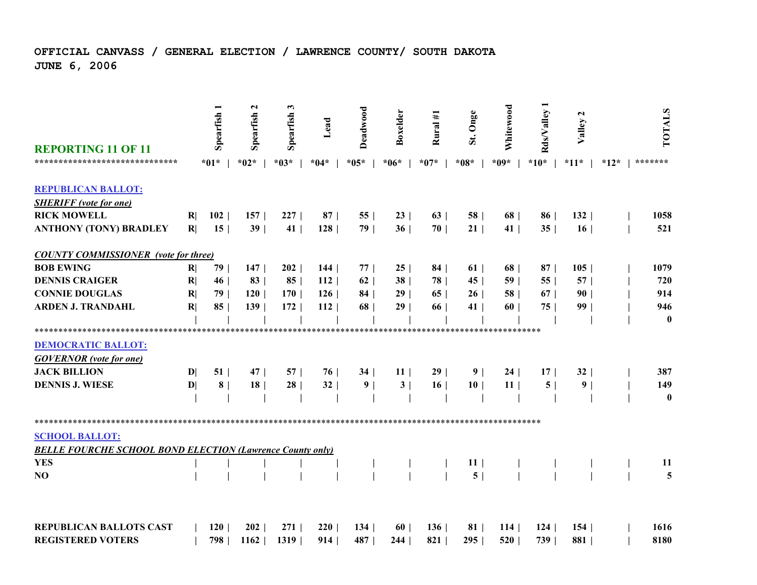**OFFICIAL CANVASS / GENERAL ELECTION / LAWRENCE COUNTY/ SOUTH DAKOTA**
**JUNE 6, 2006**

| REPORTING 11 OF 11 | | Spearfish 1 | Spearfish 2 | Spearfish 3 | Lead | Deadwood | Boxelder | Rural #1 | St. Onge | Whitewood | Rds/Valley 1 | Valley 2 | | TOTALS |
|---|---|---|---|---|---|---|---|---|---|---|---|---|---|---|
| ****************************** | | *01* | *02* | *03* | *04* | *05* | *06* | *07* | *08* | *09* | *10* | *11* | *12* | ******* |
| **REPUBLICAN BALLOT:** | | | | | | | | | | | | | | |
| ***SHERIFF (vote for one)*** | | | | | | | | | | | | | | |
| **RICK MOWELL** | R | 102 | 157 | 227 | 87 | 55 | 23 | 63 | 58 | 68 | 86 | 132 | | 1058 |
| **ANTHONY (TONY) BRADLEY** | R | 15 | 39 | 41 | 128 | 79 | 36 | 70 | 21 | 41 | 35 | 16 | | 521 |
| ***COUNTY COMMISSIONER (vote for three)*** | | | | | | | | | | | | | | |
| **BOB EWING** | R | 79 | 147 | 202 | 144 | 77 | 25 | 84 | 61 | 68 | 87 | 105 | | 1079 |
| **DENNIS CRAIGER** | R | 46 | 83 | 85 | 112 | 62 | 38 | 78 | 45 | 59 | 55 | 57 | | 720 |
| **CONNIE DOUGLAS** | R | 79 | 120 | 170 | 126 | 84 | 29 | 65 | 26 | 58 | 67 | 90 | | 914 |
| **ARDEN J. TRANDAHL** | R | 85 | 139 | 172 | 112 | 68 | 29 | 66 | 41 | 60 | 75 | 99 | | 946 |
| | | | | | | | | | | | | | | 0 |
| **DEMOCRATIC BALLOT:** | | | | | | | | | | | | | | |
| ***GOVERNOR (vote for one)*** | | | | | | | | | | | | | | |
| **JACK BILLION** | D | 51 | 47 | 57 | 76 | 34 | 11 | 29 | 9 | 24 | 17 | 32 | | 387 |
| **DENNIS J. WIESE** | D | 8 | 18 | 28 | 32 | 9 | 3 | 16 | 10 | 11 | 5 | 9 | | 149 |
| | | | | | | | | | | | | | | 0 |
| **SCHOOL BALLOT:** | | | | | | | | | | | | | | |
| ***BELLE FOURCHE SCHOOL BOND ELECTION (Lawrence County only)*** | | | | | | | | | | | | | | |
| **YES** | | | | | | | | | 11 | | | | | 11 |
| **NO** | | | | | | | | | 5 | | | | | 5 |
| **REPUBLICAN BALLOTS CAST** | | 120 | 202 | 271 | 220 | 134 | 60 | 136 | 81 | 114 | 124 | 154 | | 1616 |
| **REGISTERED VOTERS** | | 798 | 1162 | 1319 | 914 | 487 | 244 | 821 | 295 | 520 | 739 | 881 | | 8180 |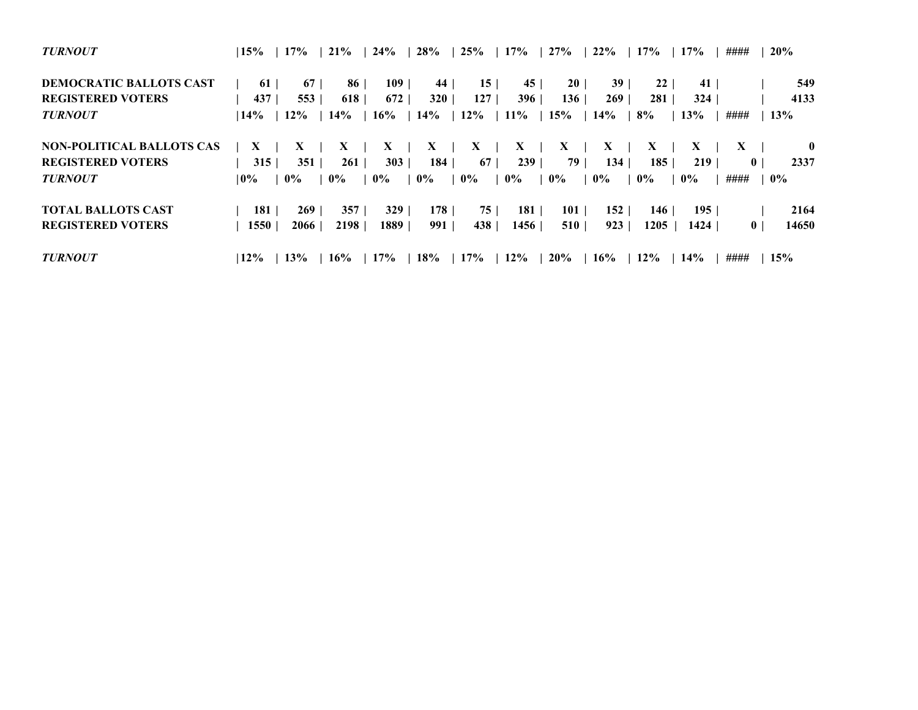| | | | | | | | | | | | | | |
|---|---|---|---|---|---|---|---|---|---|---|---|---|---|
| ***TURNOUT*** | **15%** | **17%** | **21%** | **24%** | **28%** | **25%** | **17%** | **27%** | **22%** | **17%** | **17%** | **####** | **20%** |
| | | | | | | | | | | | | | |
| **DEMOCRATIC BALLOTS CAST** | **61** | **67** | **86** | **109** | **44** | **15** | **45** | **20** | **39** | **22** | **41** | | **549** |
| **REGISTERED VOTERS** | **437** | **553** | **618** | **672** | **320** | **127** | **396** | **136** | **269** | **281** | **324** | | **4133** |
| ***TURNOUT*** | **14%** | **12%** | **14%** | **16%** | **14%** | **12%** | **11%** | **15%** | **14%** | **8%** | **13%** | **####** | **13%** |
| | | | | | | | | | | | | | |
| **NON-POLITICAL BALLOTS CAS** | **X** | **X** | **X** | **X** | **X** | **X** | **X** | **X** | **X** | **X** | **X** | **X** | **0** |
| **REGISTERED VOTERS** | **315** | **351** | **261** | **303** | **184** | **67** | **239** | **79** | **134** | **185** | **219** | **0** | **2337** |
| ***TURNOUT*** | **0%** | **0%** | **0%** | **0%** | **0%** | **0%** | **0%** | **0%** | **0%** | **0%** | **0%** | **####** | **0%** |
| | | | | | | | | | | | | | |
| **TOTAL BALLOTS CAST** | **181** | **269** | **357** | **329** | **178** | **75** | **181** | **101** | **152** | **146** | **195** | | **2164** |
| **REGISTERED VOTERS** | **1550** | **2066** | **2198** | **1889** | **991** | **438** | **1456** | **510** | **923** | **1205** | **1424** | **0** | **14650** |
| | | | | | | | | | | | | | |
| ***TURNOUT*** | **12%** | **13%** | **16%** | **17%** | **18%** | **17%** | **12%** | **20%** | **16%** | **12%** | **14%** | **####** | **15%** |